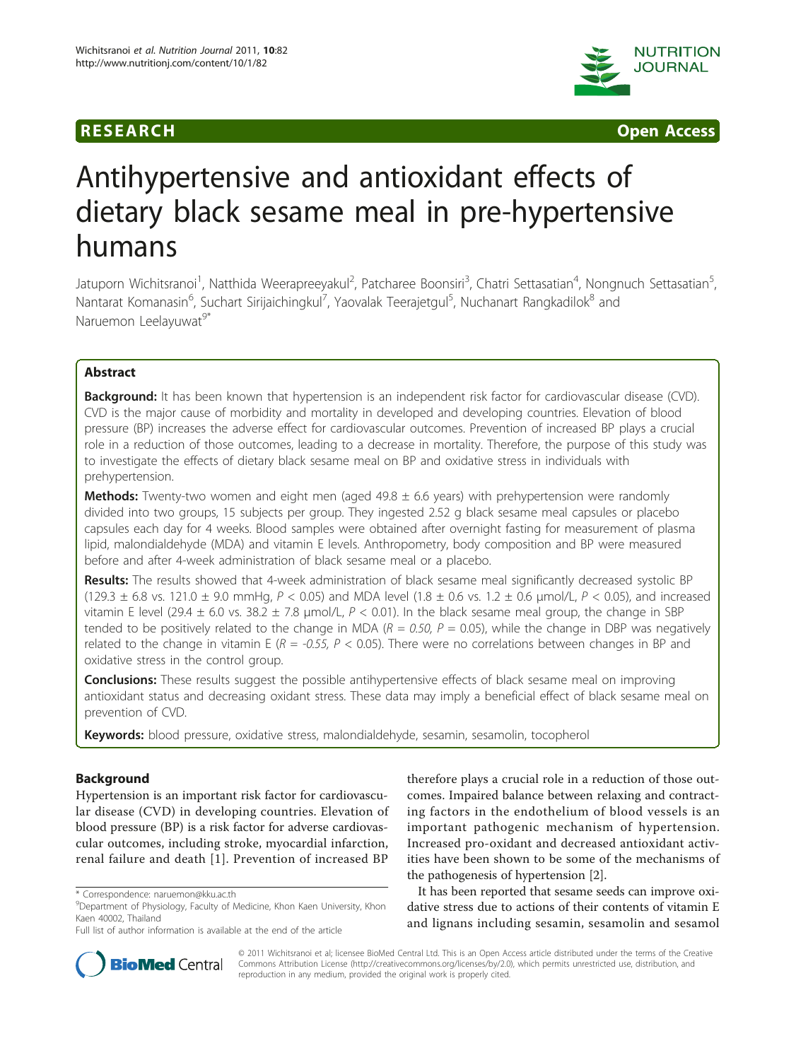RESEARCH Open Access

# Antihypertensive and antioxidant effects of dietary black sesame meal in pre-hypertensive humans

Jatuporn Wichitsranoi[1], Natthida Weerapreeyakul[2], Patcharee Boonsiri[3], Chatri Settasatian[4], Nongnuch Settasatian[5], Nantarat Komanasin[6], Suchart Sirijaichingkul[7], Yaovalak Teerajetgul[5], Nuchanart Rangkadilok[8] and Naruemon Leelayuwat[9*]

## Abstract

**Background:** It has been known that hypertension is an independent risk factor for cardiovascular disease (CVD). CVD is the major cause of morbidity and mortality in developed and developing countries. Elevation of blood pressure (BP) increases the adverse effect for cardiovascular outcomes. Prevention of increased BP plays a crucial role in a reduction of those outcomes, leading to a decrease in mortality. Therefore, the purpose of this study was to investigate the effects of dietary black sesame meal on BP and oxidative stress in individuals with prehypertension.

**Methods:** Twenty-two women and eight men (aged 49.8 ± 6.6 years) with prehypertension were randomly divided into two groups, 15 subjects per group. They ingested 2.52 g black sesame meal capsules or placebo capsules each day for 4 weeks. Blood samples were obtained after overnight fasting for measurement of plasma lipid, malondialdehyde (MDA) and vitamin E levels. Anthropometry, body composition and BP were measured before and after 4-week administration of black sesame meal or a placebo.

**Results:** The results showed that 4-week administration of black sesame meal significantly decreased systolic BP (129.3 ± 6.8 vs. 121.0 ± 9.0 mmHg, $P < 0.05$) and MDA level (1.8 ± 0.6 vs. 1.2 ± 0.6 μmol/L, $P < 0.05$), and increased vitamin E level (29.4 ± 6.0 vs. 38.2 ± 7.8 μmol/L, $P < 0.01$). In the black sesame meal group, the change in SBP tended to be positively related to the change in MDA ($R = 0.50$, $P = 0.05$), while the change in DBP was negatively related to the change in vitamin E ($R = -0.55$, $P < 0.05$). There were no correlations between changes in BP and oxidative stress in the control group.

**Conclusions:** These results suggest the possible antihypertensive effects of black sesame meal on improving antioxidant status and decreasing oxidant stress. These data may imply a beneficial effect of black sesame meal on prevention of CVD.

**Keywords:** blood pressure, oxidative stress, malondialdehyde, sesamin, sesamolin, tocopherol

## Background

Hypertension is an important risk factor for cardiovascular disease (CVD) in developing countries. Elevation of blood pressure (BP) is a risk factor for adverse cardiovascular outcomes, including stroke, myocardial infarction, renal failure and death [1]. Prevention of increased BP therefore plays a crucial role in a reduction of those outcomes. Impaired balance between relaxing and contracting factors in the endothelium of blood vessels is an important pathogenic mechanism of hypertension. Increased pro-oxidant and decreased antioxidant activities have been shown to be some of the mechanisms of the pathogenesis of hypertension [2].

It has been reported that sesame seeds can improve oxidative stress due to actions of their contents of vitamin E and lignans including sesamin, sesamolin and sesamol

\* Correspondence: naruemon@kku.ac.th

[9]Department of Physiology, Faculty of Medicine, Khon Kaen University, Khon Kaen 40002, Thailand

Full list of author information is available at the end of the article

© 2011 Wichitsranoi et al; licensee BioMed Central Ltd. This is an Open Access article distributed under the terms of the Creative Commons Attribution License (http://creativecommons.org/licenses/by/2.0), which permits unrestricted use, distribution, and reproduction in any medium, provided the original work is properly cited.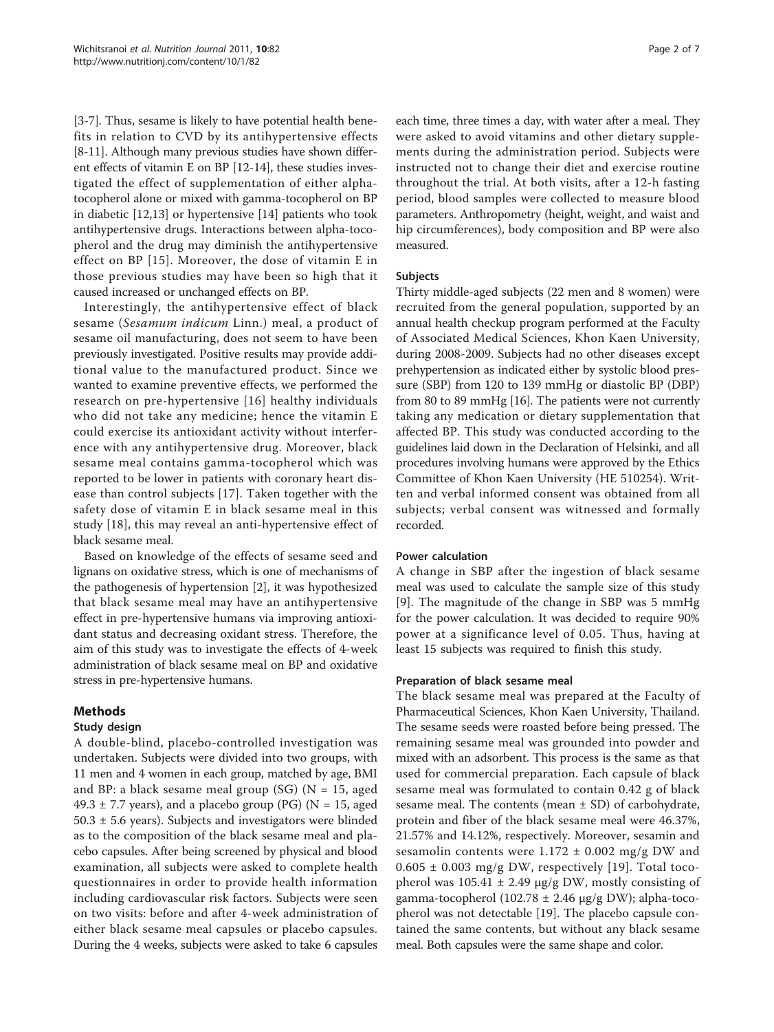[3-7]. Thus, sesame is likely to have potential health benefits in relation to CVD by its antihypertensive effects [8-11]. Although many previous studies have shown different effects of vitamin E on BP [12-14], these studies investigated the effect of supplementation of either alpha-tocopherol alone or mixed with gamma-tocopherol on BP in diabetic [12,13] or hypertensive [14] patients who took antihypertensive drugs. Interactions between alpha-tocopherol and the drug may diminish the antihypertensive effect on BP [15]. Moreover, the dose of vitamin E in those previous studies may have been so high that it caused increased or unchanged effects on BP.

Interestingly, the antihypertensive effect of black sesame (*Sesamum indicum* Linn.) meal, a product of sesame oil manufacturing, does not seem to have been previously investigated. Positive results may provide additional value to the manufactured product. Since we wanted to examine preventive effects, we performed the research on pre-hypertensive [16] healthy individuals who did not take any medicine; hence the vitamin E could exercise its antioxidant activity without interference with any antihypertensive drug. Moreover, black sesame meal contains gamma-tocopherol which was reported to be lower in patients with coronary heart disease than control subjects [17]. Taken together with the safety dose of vitamin E in black sesame meal in this study [18], this may reveal an anti-hypertensive effect of black sesame meal.

Based on knowledge of the effects of sesame seed and lignans on oxidative stress, which is one of mechanisms of the pathogenesis of hypertension [2], it was hypothesized that black sesame meal may have an antihypertensive effect in pre-hypertensive humans via improving antioxidant status and decreasing oxidant stress. Therefore, the aim of this study was to investigate the effects of 4-week administration of black sesame meal on BP and oxidative stress in pre-hypertensive humans.

## Methods

### Study design

A double-blind, placebo-controlled investigation was undertaken. Subjects were divided into two groups, with 11 men and 4 women in each group, matched by age, BMI and BP: a black sesame meal group (SG) (N = 15, aged 49.3 ± 7.7 years), and a placebo group (PG) (N = 15, aged 50.3 ± 5.6 years). Subjects and investigators were blinded as to the composition of the black sesame meal and placebo capsules. After being screened by physical and blood examination, all subjects were asked to complete health questionnaires in order to provide health information including cardiovascular risk factors. Subjects were seen on two visits: before and after 4-week administration of either black sesame meal capsules or placebo capsules. During the 4 weeks, subjects were asked to take 6 capsules each time, three times a day, with water after a meal. They were asked to avoid vitamins and other dietary supplements during the administration period. Subjects were instructed not to change their diet and exercise routine throughout the trial. At both visits, after a 12-h fasting period, blood samples were collected to measure blood parameters. Anthropometry (height, weight, and waist and hip circumferences), body composition and BP were also measured.

### Subjects

Thirty middle-aged subjects (22 men and 8 women) were recruited from the general population, supported by an annual health checkup program performed at the Faculty of Associated Medical Sciences, Khon Kaen University, during 2008-2009. Subjects had no other diseases except prehypertension as indicated either by systolic blood pressure (SBP) from 120 to 139 mmHg or diastolic BP (DBP) from 80 to 89 mmHg [16]. The patients were not currently taking any medication or dietary supplementation that affected BP. This study was conducted according to the guidelines laid down in the Declaration of Helsinki, and all procedures involving humans were approved by the Ethics Committee of Khon Kaen University (HE 510254). Written and verbal informed consent was obtained from all subjects; verbal consent was witnessed and formally recorded.

### Power calculation

A change in SBP after the ingestion of black sesame meal was used to calculate the sample size of this study [9]. The magnitude of the change in SBP was 5 mmHg for the power calculation. It was decided to require 90% power at a significance level of 0.05. Thus, having at least 15 subjects was required to finish this study.

### Preparation of black sesame meal

The black sesame meal was prepared at the Faculty of Pharmaceutical Sciences, Khon Kaen University, Thailand. The sesame seeds were roasted before being pressed. The remaining sesame meal was grounded into powder and mixed with an adsorbent. This process is the same as that used for commercial preparation. Each capsule of black sesame meal was formulated to contain 0.42 g of black sesame meal. The contents (mean ± SD) of carbohydrate, protein and fiber of the black sesame meal were 46.37%, 21.57% and 14.12%, respectively. Moreover, sesamin and sesamolin contents were 1.172 ± 0.002 mg/g DW and 0.605 ± 0.003 mg/g DW, respectively [19]. Total tocopherol was 105.41 ± 2.49 μg/g DW, mostly consisting of gamma-tocopherol (102.78 ± 2.46 μg/g DW); alpha-tocopherol was not detectable [19]. The placebo capsule contained the same contents, but without any black sesame meal. Both capsules were the same shape and color.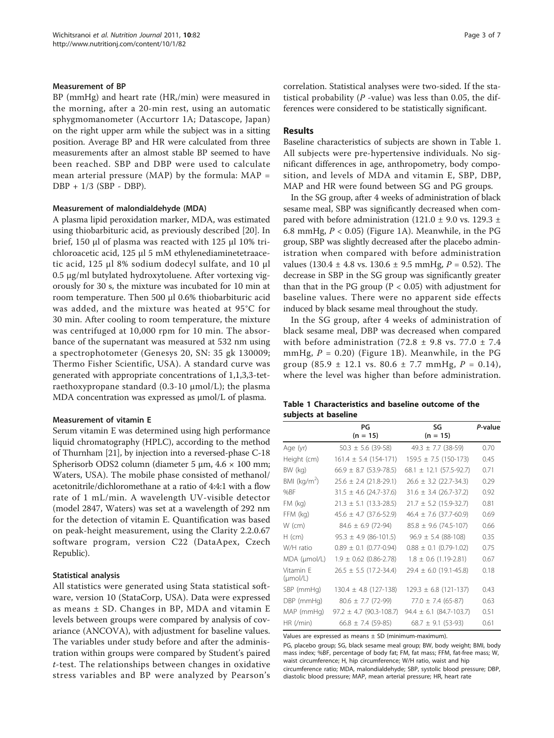### Measurement of BP

BP (mmHg) and heart rate (HR,/min) were measured in the morning, after a 20-min rest, using an automatic sphygmomanometer (Accurtorr 1A; Datascope, Japan) on the right upper arm while the subject was in a sitting position. Average BP and HR were calculated from three measurements after an almost stable BP seemed to have been reached. SBP and DBP were used to calculate mean arterial pressure (MAP) by the formula: MAP = DBP + 1/3 (SBP - DBP).

### Measurement of malondialdehyde (MDA)

A plasma lipid peroxidation marker, MDA, was estimated using thiobarbituric acid, as previously described [20]. In brief, 150 μl of plasma was reacted with 125 μl 10% trichloroacetic acid, 125 μl 5 mM ethylenediaminetetraacetic acid, 125 μl 8% sodium dodecyl sulfate, and 10 μl 0.5 μg/ml butylated hydroxytoluene. After vortexing vigorously for 30 s, the mixture was incubated for 10 min at room temperature. Then 500 μl 0.6% thiobarbituric acid was added, and the mixture was heated at 95°C for 30 min. After cooling to room temperature, the mixture was centrifuged at 10,000 rpm for 10 min. The absorbance of the supernatant was measured at 532 nm using a spectrophotometer (Genesys 20, SN: 35 gk 130009; Thermo Fisher Scientific, USA). A standard curve was generated with appropriate concentrations of 1,1,3,3-tetraethoxypropane standard (0.3-10 μmol/L); the plasma MDA concentration was expressed as μmol/L of plasma.

### Measurement of vitamin E

Serum vitamin E was determined using high performance liquid chromatography (HPLC), according to the method of Thurnham [21], by injection into a reversed-phase C-18 Spherisorb ODS2 column (diameter 5 μm, 4.6 × 100 mm; Waters, USA). The mobile phase consisted of methanol/acetonitrile/dichloromethane at a ratio of 4:4:1 with a flow rate of 1 mL/min. A wavelength UV-visible detector (model 2847, Waters) was set at a wavelength of 292 nm for the detection of vitamin E. Quantification was based on peak-height measurement, using the Clarity 2.2.0.67 software program, version C22 (DataApex, Czech Republic).

### Statistical analysis

All statistics were generated using Stata statistical software, version 10 (StataCorp, USA). Data were expressed as means ± SD. Changes in BP, MDA and vitamin E levels between groups were compared by analysis of covariance (ANCOVA), with adjustment for baseline values. The variables under study before and after the administration within groups were compared by Student's paired *t*-test. The relationships between changes in oxidative stress variables and BP were analyzed by Pearson's correlation. Statistical analyses were two-sided. If the statistical probability (*P* -value) was less than 0.05, the differences were considered to be statistically significant.

## Results

Baseline characteristics of subjects are shown in Table 1. All subjects were pre-hypertensive individuals. No significant differences in age, anthropometry, body composition, and levels of MDA and vitamin E, SBP, DBP, MAP and HR were found between SG and PG groups.

In the SG group, after 4 weeks of administration of black sesame meal, SBP was significantly decreased when compared with before administration (121.0 ± 9.0 vs. 129.3 ± 6.8 mmHg, $P < 0.05$) (Figure 1A). Meanwhile, in the PG group, SBP was slightly decreased after the placebo administration when compared with before administration values (130.4 ± 4.8 vs. 130.6 ± 9.5 mmHg, $P = 0.52$). The decrease in SBP in the SG group was significantly greater than that in the PG group ($P < 0.05$) with adjustment for baseline values. There were no apparent side effects induced by black sesame meal throughout the study.

In the SG group, after 4 weeks of administration of black sesame meal, DBP was decreased when compared with before administration (72.8 ± 9.8 vs. 77.0 ± 7.4 mmHg, $P = 0.20$) (Figure 1B). Meanwhile, in the PG group (85.9 ± 12.1 vs. 80.6 ± 7.7 mmHg, $P = 0.14$), where the level was higher than before administration.

**Table 1 Characteristics and baseline outcome of the subjects at baseline**

| | PG (n = 15) | SG (n = 15) | *P*-value |
|---|---|---|---|
| Age (yr) | 50.3 ± 5.6 (39-58) | 49.3 ± 7.7 (38-59) | 0.70 |
| Height (cm) | 161.4 ± 5.4 (154-171) | 159.5 ± 7.5 (150-173) | 0.45 |
| BW (kg) | 66.9 ± 8.7 (53.9-78.5) | 68.1 ± 12.1 (57.5-92.7) | 0.71 |
| BMI (kg/m$^2$) | 25.6 ± 2.4 (21.8-29.1) | 26.6 ± 3.2 (22.7-34.3) | 0.29 |
| %BF | 31.5 ± 4.6 (24.7-37.6) | 31.6 ± 3.4 (26.7-37.2) | 0.92 |
| FM (kg) | 21.3 ± 5.1 (13.3-28.5) | 21.7 ± 5.2 (15.9-32.7) | 0.81 |
| FFM (kg) | 45.6 ± 4.7 (37.6-52.9) | 46.4 ± 7.6 (37.7-60.9) | 0.69 |
| W (cm) | 84.6 ± 6.9 (72-94) | 85.8 ± 9.6 (74.5-107) | 0.66 |
| H (cm) | 95.3 ± 4.9 (86-101.5) | 96.9 ± 5.4 (88-108) | 0.35 |
| W/H ratio | 0.89 ± 0.1 (0.77-0.94) | 0.88 ± 0.1 (0.79-1.02) | 0.75 |
| MDA (μmol/L) | 1.9 ± 0.62 (0.86-2.78) | 1.8 ± 0.6 (1.19-2.81) | 0.67 |
| Vitamin E (μmol/L) | 26.5 ± 5.5 (17.2-34.4) | 29.4 ± 6.0 (19.1-45.8) | 0.18 |
| SBP (mmHg) | 130.4 ± 4.8 (127-138) | 129.3 ± 6.8 (121-137) | 0.43 |
| DBP (mmHg) | 80.6 ± 7.7 (72-99) | 77.0 ± 7.4 (65-87) | 0.63 |
| MAP (mmHg) | 97.2 ± 4.7 (90.3-108.7) | 94.4 ± 6.1 (84.7-103.7) | 0.51 |
| HR (/min) | 66.8 ± 7.4 (59-85) | 68.7 ± 9.1 (53-93) | 0.61 |

Values are expressed as means ± SD (minimum-maximum).

PG, placebo group; SG, black sesame meal group; BW, body weight; BMI, body mass index; %BF, percentage of body fat; FM, fat mass; FFM, fat-free mass; W, waist circumference; H, hip circumference; W/H ratio, waist and hip circumference ratio; MDA, malondialdehyde; SBP, systolic blood pressure; DBP, diastolic blood pressure; MAP, mean arterial pressure; HR, heart rate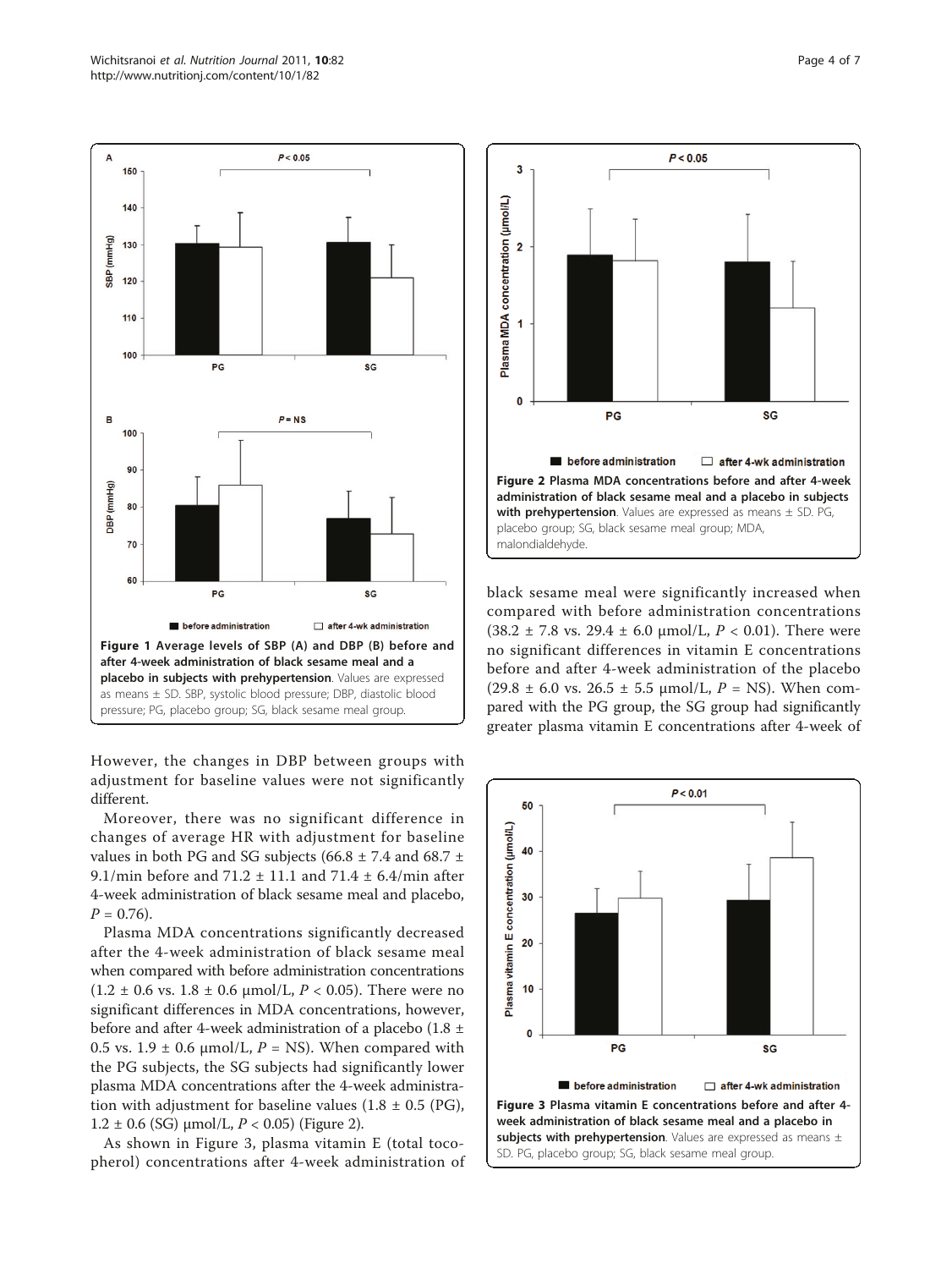**Figure 1 Average levels of SBP (A) and DBP (B) before and after 4-week administration of black sesame meal and a placebo in subjects with prehypertension**. Values are expressed as means ± SD. SBP, systolic blood pressure; DBP, diastolic blood pressure; PG, placebo group; SG, black sesame meal group.

However, the changes in DBP between groups with adjustment for baseline values were not significantly different.

Moreover, there was no significant difference in changes of average HR with adjustment for baseline values in both PG and SG subjects (66.8 ± 7.4 and 68.7 ± 9.1/min before and 71.2 ± 11.1 and 71.4 ± 6.4/min after 4-week administration of black sesame meal and placebo, $P = 0.76$).

Plasma MDA concentrations significantly decreased after the 4-week administration of black sesame meal when compared with before administration concentrations (1.2 ± 0.6 vs. 1.8 ± 0.6 μmol/L, $P < 0.05$). There were no significant differences in MDA concentrations, however, before and after 4-week administration of a placebo (1.8 ± 0.5 vs. 1.9 ± 0.6 μmol/L, $P$ = NS). When compared with the PG subjects, the SG subjects had significantly lower plasma MDA concentrations after the 4-week administration with adjustment for baseline values (1.8 ± 0.5 (PG), 1.2 ± 0.6 (SG) μmol/L, $P < 0.05$) (Figure 2).

**Figure 2 Plasma MDA concentrations before and after 4-week administration of black sesame meal and a placebo in subjects with prehypertension**. Values are expressed as means ± SD. PG, placebo group; SG, black sesame meal group; MDA, malondialdehyde.

As shown in Figure 3, plasma vitamin E (total tocopherol) concentrations after 4-week administration of black sesame meal were significantly increased when compared with before administration concentrations (38.2 ± 7.8 vs. 29.4 ± 6.0 μmol/L, $P < 0.01$). There were no significant differences in vitamin E concentrations before and after 4-week administration of the placebo (29.8 ± 6.0 vs. 26.5 ± 5.5 μmol/L, $P$ = NS). When compared with the PG group, the SG group had significantly greater plasma vitamin E concentrations after 4-week of

**Figure 3 Plasma vitamin E concentrations before and after 4-week administration of black sesame meal and a placebo in subjects with prehypertension**. Values are expressed as means ± SD. PG, placebo group; SG, black sesame meal group.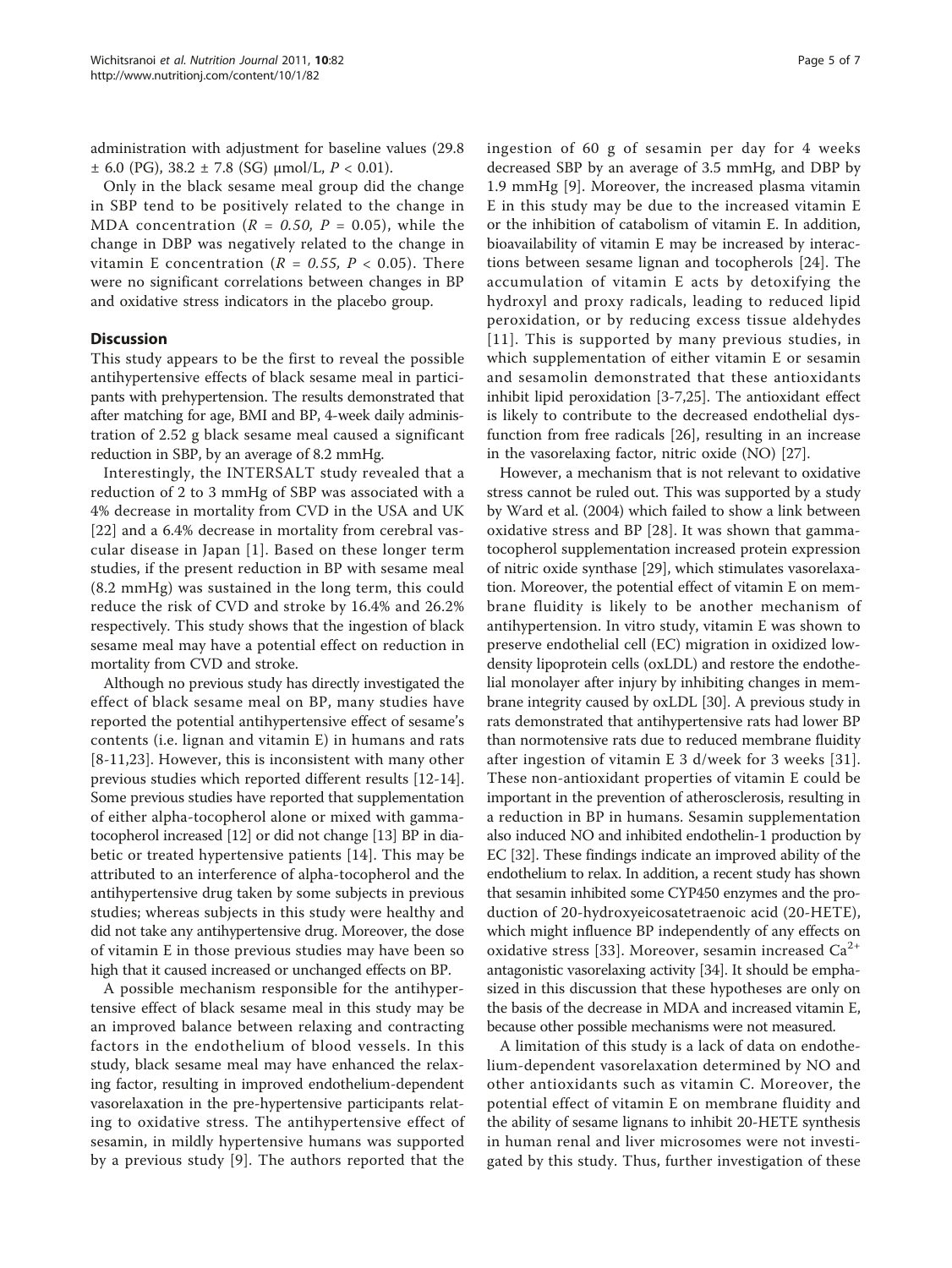administration with adjustment for baseline values (29.8 ± 6.0 (PG), 38.2 ± 7.8 (SG) μmol/L, $P < 0.01$).

Only in the black sesame meal group did the change in SBP tend to be positively related to the change in MDA concentration ($R = 0.50$, $P = 0.05$), while the change in DBP was negatively related to the change in vitamin E concentration ($R = 0.55$, $P < 0.05$). There were no significant correlations between changes in BP and oxidative stress indicators in the placebo group.

## Discussion

This study appears to be the first to reveal the possible antihypertensive effects of black sesame meal in participants with prehypertension. The results demonstrated that after matching for age, BMI and BP, 4-week daily administration of 2.52 g black sesame meal caused a significant reduction in SBP, by an average of 8.2 mmHg.

Interestingly, the INTERSALT study revealed that a reduction of 2 to 3 mmHg of SBP was associated with a 4% decrease in mortality from CVD in the USA and UK [22] and a 6.4% decrease in mortality from cerebral vascular disease in Japan [1]. Based on these longer term studies, if the present reduction in BP with sesame meal (8.2 mmHg) was sustained in the long term, this could reduce the risk of CVD and stroke by 16.4% and 26.2% respectively. This study shows that the ingestion of black sesame meal may have a potential effect on reduction in mortality from CVD and stroke.

Although no previous study has directly investigated the effect of black sesame meal on BP, many studies have reported the potential antihypertensive effect of sesame's contents (i.e. lignan and vitamin E) in humans and rats [8-11,23]. However, this is inconsistent with many other previous studies which reported different results [12-14]. Some previous studies have reported that supplementation of either alpha-tocopherol alone or mixed with gamma-tocopherol increased [12] or did not change [13] BP in diabetic or treated hypertensive patients [14]. This may be attributed to an interference of alpha-tocopherol and the antihypertensive drug taken by some subjects in previous studies; whereas subjects in this study were healthy and did not take any antihypertensive drug. Moreover, the dose of vitamin E in those previous studies may have been so high that it caused increased or unchanged effects on BP.

A possible mechanism responsible for the antihypertensive effect of black sesame meal in this study may be an improved balance between relaxing and contracting factors in the endothelium of blood vessels. In this study, black sesame meal may have enhanced the relaxing factor, resulting in improved endothelium-dependent vasorelaxation in the pre-hypertensive participants relating to oxidative stress. The antihypertensive effect of sesamin, in mildly hypertensive humans was supported by a previous study [9]. The authors reported that the ingestion of 60 g of sesamin per day for 4 weeks decreased SBP by an average of 3.5 mmHg, and DBP by 1.9 mmHg [9]. Moreover, the increased plasma vitamin E in this study may be due to the increased vitamin E or the inhibition of catabolism of vitamin E. In addition, bioavailability of vitamin E may be increased by interactions between sesame lignan and tocopherols [24]. The accumulation of vitamin E acts by detoxifying the hydroxyl and proxy radicals, leading to reduced lipid peroxidation, or by reducing excess tissue aldehydes [11]. This is supported by many previous studies, in which supplementation of either vitamin E or sesamin and sesamolin demonstrated that these antioxidants inhibit lipid peroxidation [3-7,25]. The antioxidant effect is likely to contribute to the decreased endothelial dysfunction from free radicals [26], resulting in an increase in the vasorelaxing factor, nitric oxide (NO) [27].

However, a mechanism that is not relevant to oxidative stress cannot be ruled out. This was supported by a study by Ward et al. (2004) which failed to show a link between oxidative stress and BP [28]. It was shown that gamma-tocopherol supplementation increased protein expression of nitric oxide synthase [29], which stimulates vasorelaxation. Moreover, the potential effect of vitamin E on membrane fluidity is likely to be another mechanism of antihypertension. In vitro study, vitamin E was shown to preserve endothelial cell (EC) migration in oxidized low-density lipoprotein cells (oxLDL) and restore the endothelial monolayer after injury by inhibiting changes in membrane integrity caused by oxLDL [30]. A previous study in rats demonstrated that antihypertensive rats had lower BP than normotensive rats due to reduced membrane fluidity after ingestion of vitamin E 3 d/week for 3 weeks [31]. These non-antioxidant properties of vitamin E could be important in the prevention of atherosclerosis, resulting in a reduction in BP in humans. Sesamin supplementation also induced NO and inhibited endothelin-1 production by EC [32]. These findings indicate an improved ability of the endothelium to relax. In addition, a recent study has shown that sesamin inhibited some CYP450 enzymes and the production of 20-hydroxyeicosatetraenoic acid (20-HETE), which might influence BP independently of any effects on oxidative stress [33]. Moreover, sesamin increased $Ca^{2+}$ antagonistic vasorelaxing activity [34]. It should be emphasized in this discussion that these hypotheses are only on the basis of the decrease in MDA and increased vitamin E, because other possible mechanisms were not measured.

A limitation of this study is a lack of data on endothelium-dependent vasorelaxation determined by NO and other antioxidants such as vitamin C. Moreover, the potential effect of vitamin E on membrane fluidity and the ability of sesame lignans to inhibit 20-HETE synthesis in human renal and liver microsomes were not investigated by this study. Thus, further investigation of these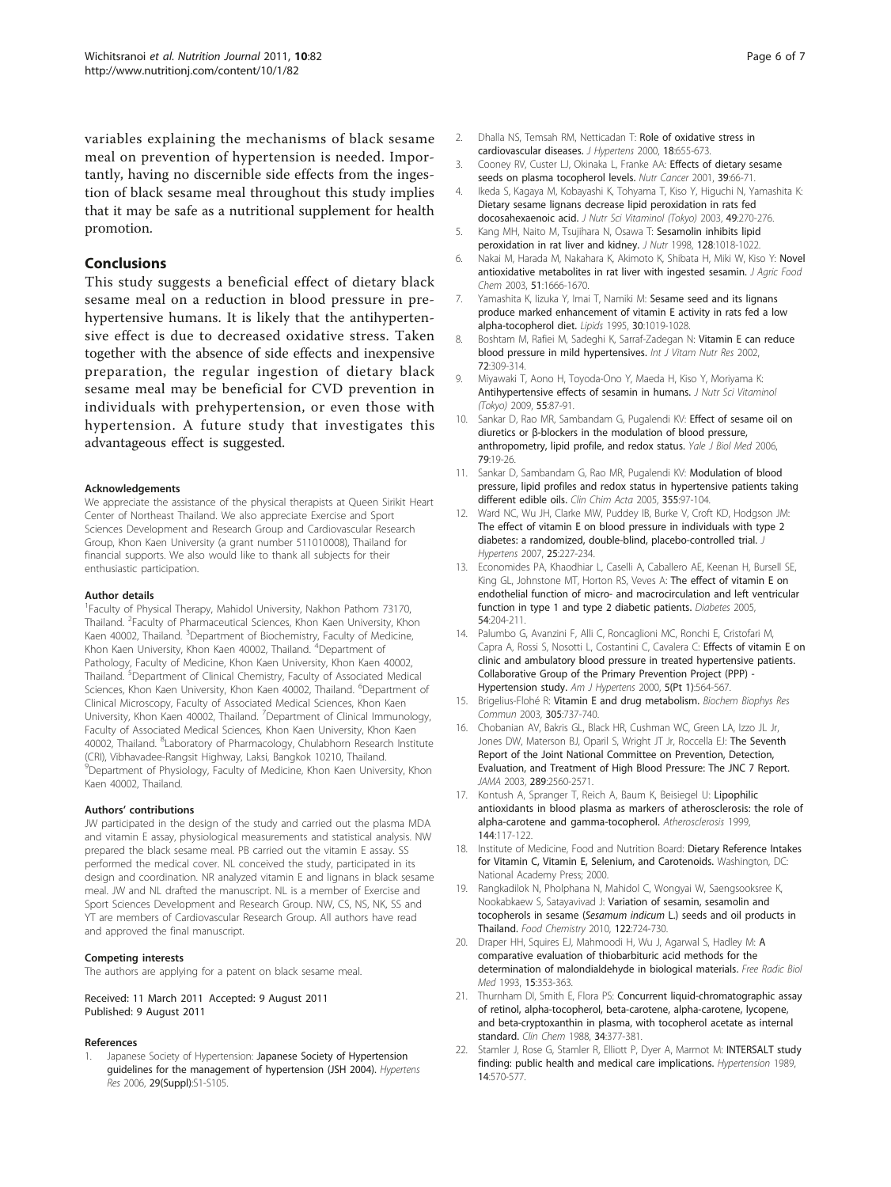variables explaining the mechanisms of black sesame meal on prevention of hypertension is needed. Importantly, having no discernible side effects from the ingestion of black sesame meal throughout this study implies that it may be safe as a nutritional supplement for health promotion.

## Conclusions

This study suggests a beneficial effect of dietary black sesame meal on a reduction in blood pressure in prehypertensive humans. It is likely that the antihypertensive effect is due to decreased oxidative stress. Taken together with the absence of side effects and inexpensive preparation, the regular ingestion of dietary black sesame meal may be beneficial for CVD prevention in individuals with prehypertension, or even those with hypertension. A future study that investigates this advantageous effect is suggested.

#### Acknowledgements

We appreciate the assistance of the physical therapists at Queen Sirikit Heart Center of Northeast Thailand. We also appreciate Exercise and Sport Sciences Development and Research Group and Cardiovascular Research Group, Khon Kaen University (a grant number 511010008), Thailand for financial supports. We also would like to thank all subjects for their enthusiastic participation.

#### Author details

[1]Faculty of Physical Therapy, Mahidol University, Nakhon Pathom 73170, Thailand. [2]Faculty of Pharmaceutical Sciences, Khon Kaen University, Khon Kaen 40002, Thailand. [3]Department of Biochemistry, Faculty of Medicine, Khon Kaen University, Khon Kaen 40002, Thailand. [4]Department of Pathology, Faculty of Medicine, Khon Kaen University, Khon Kaen 40002, Thailand. [5]Department of Clinical Chemistry, Faculty of Associated Medical Sciences, Khon Kaen University, Khon Kaen 40002, Thailand. [6]Department of Clinical Microscopy, Faculty of Associated Medical Sciences, Khon Kaen University, Khon Kaen 40002, Thailand. [7]Department of Clinical Immunology, Faculty of Associated Medical Sciences, Khon Kaen University, Khon Kaen 40002, Thailand. [8]Laboratory of Pharmacology, Chulabhorn Research Institute (CRI), Vibhavadee-Rangsit Highway, Laksi, Bangkok 10210, Thailand. [9]Department of Physiology, Faculty of Medicine, Khon Kaen University, Khon Kaen 40002, Thailand.

#### Authors' contributions

JW participated in the design of the study and carried out the plasma MDA and vitamin E assay, physiological measurements and statistical analysis. NW prepared the black sesame meal. PB carried out the vitamin E assay. SS performed the medical cover. NL conceived the study, participated in its design and coordination. NR analyzed vitamin E and lignans in black sesame meal. JW and NL drafted the manuscript. NL is a member of Exercise and Sport Sciences Development and Research Group. NW, CS, NS, NK, SS and YT are members of Cardiovascular Research Group. All authors have read and approved the final manuscript.

#### Competing interests

The authors are applying for a patent on black sesame meal.

Received: 11 March 2011 Accepted: 9 August 2011
Published: 9 August 2011

#### References

1. Japanese Society of Hypertension: **Japanese Society of Hypertension guidelines for the management of hypertension (JSH 2004).** *Hypertens Res* 2006, **29(Suppl)**:S1-S105.
2. Dhalla NS, Temsah RM, Netticadan T: **Role of oxidative stress in cardiovascular diseases.** *J Hypertens* 2000, **18**:655-673.
3. Cooney RV, Custer LJ, Okinaka L, Franke AA: **Effects of dietary sesame seeds on plasma tocopherol levels.** *Nutr Cancer* 2001, **39**:66-71.
4. Ikeda S, Kagaya M, Kobayashi K, Tohyama T, Kiso Y, Higuchi N, Yamashita K: **Dietary sesame lignans decrease lipid peroxidation in rats fed docosahexaenoic acid.** *J Nutr Sci Vitaminol (Tokyo)* 2003, **49**:270-276.
5. Kang MH, Naito M, Tsujihara N, Osawa T: **Sesamolin inhibits lipid peroxidation in rat liver and kidney.** *J Nutr* 1998, **128**:1018-1022.
6. Nakai M, Harada M, Nakahara K, Akimoto K, Shibata H, Miki W, Kiso Y: **Novel antioxidative metabolites in rat liver with ingested sesamin.** *J Agric Food Chem* 2003, **51**:1666-1670.
7. Yamashita K, Iizuka Y, Imai T, Namiki M: **Sesame seed and its lignans produce marked enhancement of vitamin E activity in rats fed a low alpha-tocopherol diet.** *Lipids* 1995, **30**:1019-1028.
8. Boshtam M, Rafiei M, Sadeghi K, Sarraf-Zadegan N: **Vitamin E can reduce blood pressure in mild hypertensives.** *Int J Vitam Nutr Res* 2002, **72**:309-314.
9. Miyawaki T, Aono H, Toyoda-Ono Y, Maeda H, Kiso Y, Moriyama K: **Antihypertensive effects of sesamin in humans.** *J Nutr Sci Vitaminol (Tokyo)* 2009, **55**:87-91.
10. Sankar D, Rao MR, Sambandam G, Pugalendi KV: **Effect of sesame oil on diuretics or β-blockers in the modulation of blood pressure, anthropometry, lipid profile, and redox status.** *Yale J Biol Med* 2006, **79**:19-26.
11. Sankar D, Sambandam G, Rao MR, Pugalendi KV: **Modulation of blood pressure, lipid profiles and redox status in hypertensive patients taking different edible oils.** *Clin Chim Acta* 2005, **355**:97-104.
12. Ward NC, Wu JH, Clarke MW, Puddey IB, Burke V, Croft KD, Hodgson JM: **The effect of vitamin E on blood pressure in individuals with type 2 diabetes: a randomized, double-blind, placebo-controlled trial.** *J Hypertens* 2007, **25**:227-234.
13. Economides PA, Khaodhiar L, Caselli A, Caballero AE, Keenan H, Bursell SE, King GL, Johnstone MT, Horton RS, Veves A: **The effect of vitamin E on endothelial function of micro- and macrocirculation and left ventricular function in type 1 and type 2 diabetic patients.** *Diabetes* 2005, **54**:204-211.
14. Palumbo G, Avanzini F, Alli C, Roncaglioni MC, Ronchi E, Cristofari M, Capra A, Rossi S, Nosotti L, Costantini C, Cavalera C: **Effects of vitamin E on clinic and ambulatory blood pressure in treated hypertensive patients. Collaborative Group of the Primary Prevention Project (PPP) - Hypertension study.** *Am J Hypertens* 2000, **5(Pt 1)**:564-567.
15. Brigelius-Flohé R: **Vitamin E and drug metabolism.** *Biochem Biophys Res Commun* 2003, **305**:737-740.
16. Chobanian AV, Bakris GL, Black HR, Cushman WC, Green LA, Izzo JL Jr, Jones DW, Materson BJ, Oparil S, Wright JT Jr, Roccella EJ: **The Seventh Report of the Joint National Committee on Prevention, Detection, Evaluation, and Treatment of High Blood Pressure: The JNC 7 Report.** *JAMA* 2003, **289**:2560-2571.
17. Kontush A, Spranger T, Reich A, Baum K, Beisiegel U: **Lipophilic antioxidants in blood plasma as markers of atherosclerosis: the role of alpha-carotene and gamma-tocopherol.** *Atherosclerosis* 1999, **144**:117-122.
18. Institute of Medicine, Food and Nutrition Board: **Dietary Reference Intakes for Vitamin C, Vitamin E, Selenium, and Carotenoids.** Washington, DC: National Academy Press; 2000.
19. Rangkadilok N, Pholphana N, Mahidol C, Wongyai W, Saengsooksree K, Nookabkaew S, Satayavivad J: **Variation of sesamin, sesamolin and tocopherols in sesame (*Sesamum indicum* L.) seeds and oil products in Thailand.** *Food Chemistry* 2010, **122**:724-730.
20. Draper HH, Squires EJ, Mahmoodi H, Wu J, Agarwal S, Hadley M: **A comparative evaluation of thiobarbituric acid methods for the determination of malondialdehyde in biological materials.** *Free Radic Biol Med* 1993, **15**:353-363.
21. Thurnham DI, Smith E, Flora PS: **Concurrent liquid-chromatographic assay of retinol, alpha-tocopherol, beta-carotene, alpha-carotene, lycopene, and beta-cryptoxanthin in plasma, with tocopherol acetate as internal standard.** *Clin Chem* 1988, **34**:377-381.
22. Stamler J, Rose G, Stamler R, Elliott P, Dyer A, Marmot M: **INTERSALT study finding: public health and medical care implications.** *Hypertension* 1989, **14**:570-577.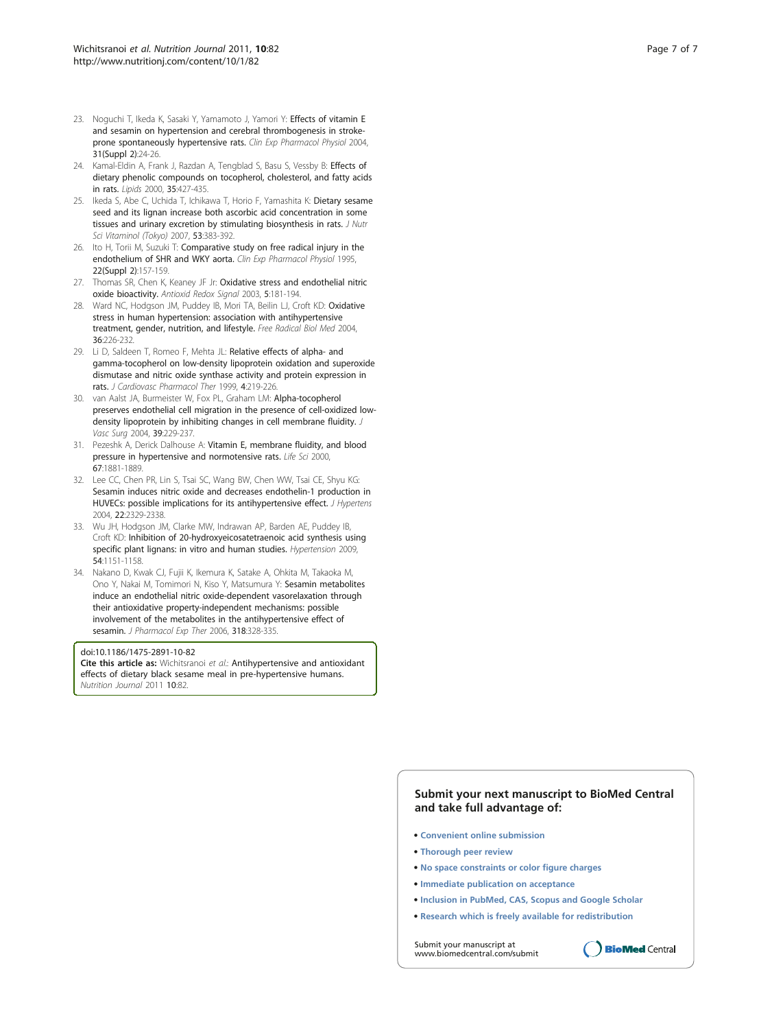23. Noguchi T, Ikeda K, Sasaki Y, Yamamoto J, Yamori Y: **Effects of vitamin E and sesamin on hypertension and cerebral thrombogenesis in stroke-prone spontaneously hypertensive rats.** *Clin Exp Pharmacol Physiol* 2004, **31(Suppl 2)**:24-26.
24. Kamal-Eldin A, Frank J, Razdan A, Tengblad S, Basu S, Vessby B: **Effects of dietary phenolic compounds on tocopherol, cholesterol, and fatty acids in rats.** *Lipids* 2000, **35**:427-435.
25. Ikeda S, Abe C, Uchida T, Ichikawa T, Horio F, Yamashita K: **Dietary sesame seed and its lignan increase both ascorbic acid concentration in some tissues and urinary excretion by stimulating biosynthesis in rats.** *J Nutr Sci Vitaminol (Tokyo)* 2007, **53**:383-392.
26. Ito H, Torii M, Suzuki T: **Comparative study on free radical injury in the endothelium of SHR and WKY aorta.** *Clin Exp Pharmacol Physiol* 1995, **22(Suppl 2)**:157-159.
27. Thomas SR, Chen K, Keaney JF Jr: **Oxidative stress and endothelial nitric oxide bioactivity.** *Antioxid Redox Signal* 2003, **5**:181-194.
28. Ward NC, Hodgson JM, Puddey IB, Mori TA, Beilin LJ, Croft KD: **Oxidative stress in human hypertension: association with antihypertensive treatment, gender, nutrition, and lifestyle.** *Free Radical Biol Med* 2004, **36**:226-232.
29. Li D, Saldeen T, Romeo F, Mehta JL: **Relative effects of alpha- and gamma-tocopherol on low-density lipoprotein oxidation and superoxide dismutase and nitric oxide synthase activity and protein expression in rats.** *J Cardiovasc Pharmacol Ther* 1999, **4**:219-226.
30. van Aalst JA, Burmeister W, Fox PL, Graham LM: **Alpha-tocopherol preserves endothelial cell migration in the presence of cell-oxidized low-density lipoprotein by inhibiting changes in cell membrane fluidity.** *J Vasc Surg* 2004, **39**:229-237.
31. Pezeshk A, Derick Dalhouse A: **Vitamin E, membrane fluidity, and blood pressure in hypertensive and normotensive rats.** *Life Sci* 2000, **67**:1881-1889.
32. Lee CC, Chen PR, Lin S, Tsai SC, Wang BW, Chen WW, Tsai CE, Shyu KG: **Sesamin induces nitric oxide and decreases endothelin-1 production in HUVECs: possible implications for its antihypertensive effect.** *J Hypertens* 2004, **22**:2329-2338.
33. Wu JH, Hodgson JM, Clarke MW, Indrawan AP, Barden AE, Puddey IB, Croft KD: **Inhibition of 20-hydroxyeicosatetraenoic acid synthesis using specific plant lignans: in vitro and human studies.** *Hypertension* 2009, **54**:1151-1158.
34. Nakano D, Kwak CJ, Fujii K, Ikemura K, Satake A, Ohkita M, Takaoka M, Ono Y, Nakai M, Tomimori N, Kiso Y, Matsumura Y: **Sesamin metabolites induce an endothelial nitric oxide-dependent vasorelaxation through their antioxidative property-independent mechanisms: possible involvement of the metabolites in the antihypertensive effect of sesamin.** *J Pharmacol Exp Ther* 2006, **318**:328-335.

doi:10.1186/1475-2891-10-82
**Cite this article as:** Wichitsranoi *et al.*: Antihypertensive and antioxidant effects of dietary black sesame meal in pre-hypertensive humans. *Nutrition Journal* 2011 **10**:82.

**Submit your next manuscript to BioMed Central and take full advantage of:**

- **Convenient online submission**
- **Thorough peer review**
- **No space constraints or color figure charges**
- **Immediate publication on acceptance**
- **Inclusion in PubMed, CAS, Scopus and Google Scholar**
- **Research which is freely available for redistribution**

Submit your manuscript at www.biomedcentral.com/submit

BioMed Central